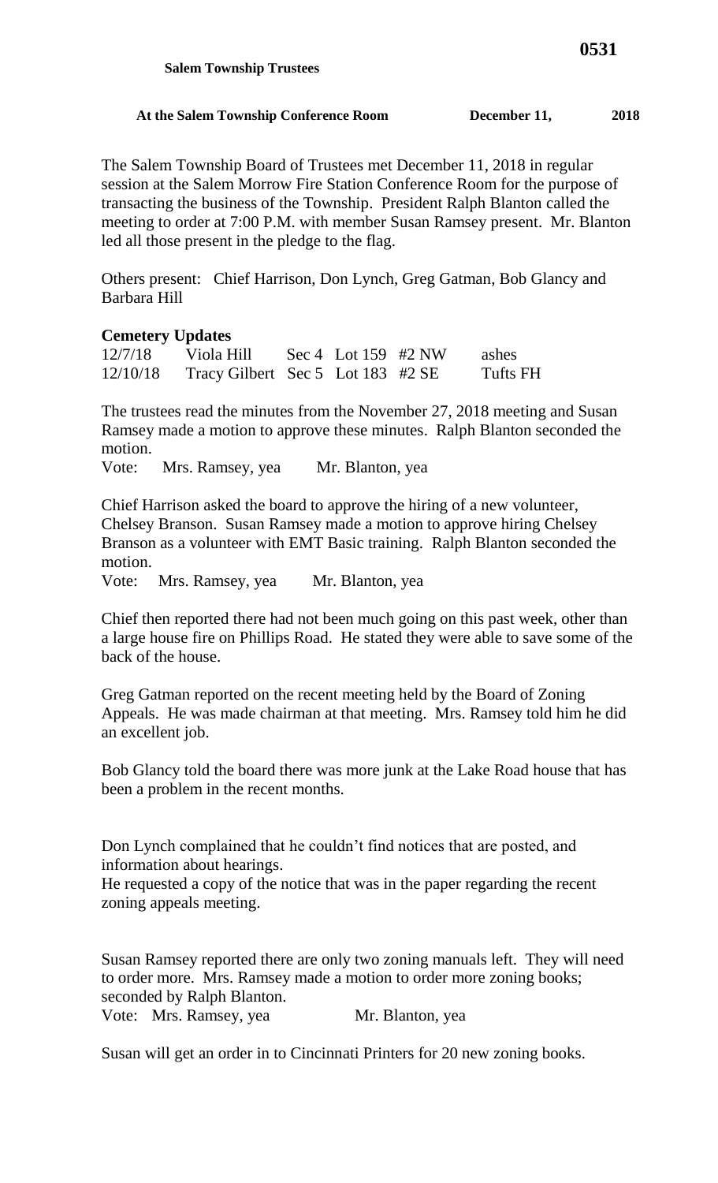**Salem Township Trustees**

**At the Salem Township Conference Room December 11, 2018**

The Salem Township Board of Trustees met December 11, 2018 in regular session at the Salem Morrow Fire Station Conference Room for the purpose of transacting the business of the Township. President Ralph Blanton called the meeting to order at 7:00 P.M. with member Susan Ramsey present. Mr. Blanton led all those present in the pledge to the flag.

Others present: Chief Harrison, Don Lynch, Greg Gatman, Bob Glancy and Barbara Hill

**Cemetery Updates**

| | | | | | |
|---|---|---|---|---|---|
| 12/7/18 | Viola Hill | Sec 4 | Lot 159 | #2 NW | ashes |
| 12/10/18 | Tracy Gilbert | Sec 5 | Lot 183 | #2 SE | Tufts FH |

The trustees read the minutes from the November 27, 2018 meeting and Susan Ramsey made a motion to approve these minutes. Ralph Blanton seconded the motion.

Vote: Mrs. Ramsey, yea Mr. Blanton, yea

Chief Harrison asked the board to approve the hiring of a new volunteer, Chelsey Branson. Susan Ramsey made a motion to approve hiring Chelsey Branson as a volunteer with EMT Basic training. Ralph Blanton seconded the motion.

Vote: Mrs. Ramsey, yea Mr. Blanton, yea

Chief then reported there had not been much going on this past week, other than a large house fire on Phillips Road. He stated they were able to save some of the back of the house.

Greg Gatman reported on the recent meeting held by the Board of Zoning Appeals. He was made chairman at that meeting. Mrs. Ramsey told him he did an excellent job.

Bob Glancy told the board there was more junk at the Lake Road house that has been a problem in the recent months.

Don Lynch complained that he couldn't find notices that are posted, and information about hearings.
He requested a copy of the notice that was in the paper regarding the recent zoning appeals meeting.

Susan Ramsey reported there are only two zoning manuals left. They will need to order more. Mrs. Ramsey made a motion to order more zoning books; seconded by Ralph Blanton.

Vote: Mrs. Ramsey, yea Mr. Blanton, yea

Susan will get an order in to Cincinnati Printers for 20 new zoning books.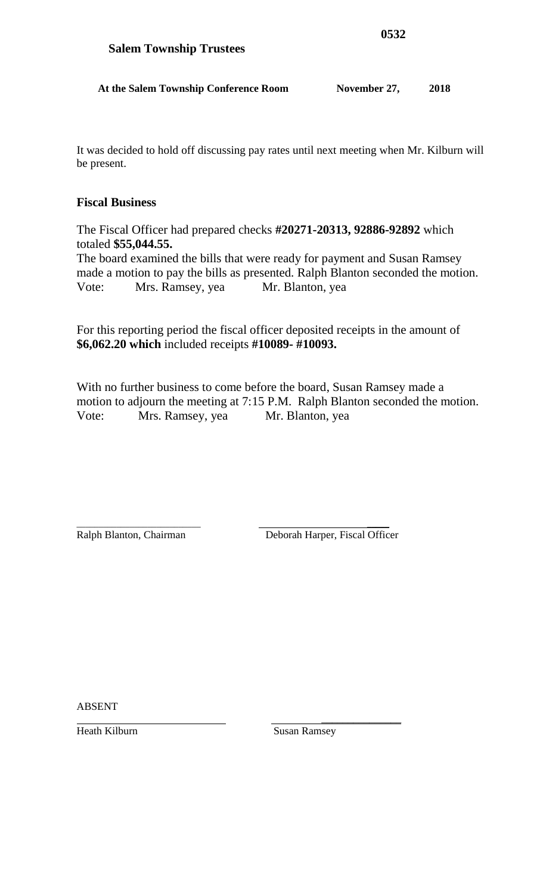**Salem Township Trustees**

**At the Salem Township Conference Room November 27, 2018**

It was decided to hold off discussing pay rates until next meeting when Mr. Kilburn will be present.

**Fiscal Business**

The Fiscal Officer had prepared checks **#20271-20313, 92886-92892** which totaled **$55,044.55.**
The board examined the bills that were ready for payment and Susan Ramsey made a motion to pay the bills as presented. Ralph Blanton seconded the motion.
Vote: Mrs. Ramsey, yea Mr. Blanton, yea

For this reporting period the fiscal officer deposited receipts in the amount of **$6,062.20 which** included receipts **#10089- #10093.**

With no further business to come before the board, Susan Ramsey made a motion to adjourn the meeting at 7:15 P.M. Ralph Blanton seconded the motion.
Vote: Mrs. Ramsey, yea Mr. Blanton, yea

\_\_\_\_\_\_\_\_\_\_\_\_\_\_\_\_\_\_\_\_\_\_\_ \_\_\_\_\_\_\_\_\_\_\_\_\_\_\_\_\_\_\_\_\_\_\_
Ralph Blanton, Chairman Deborah Harper, Fiscal Officer

ABSENT

\_\_\_\_\_\_\_\_\_\_\_\_\_\_\_\_\_\_\_\_\_\_\_ \_\_\_\_\_\_\_\_\_\_\_\_\_\_\_\_\_\_\_\_\_\_\_
Heath Kilburn Susan Ramsey